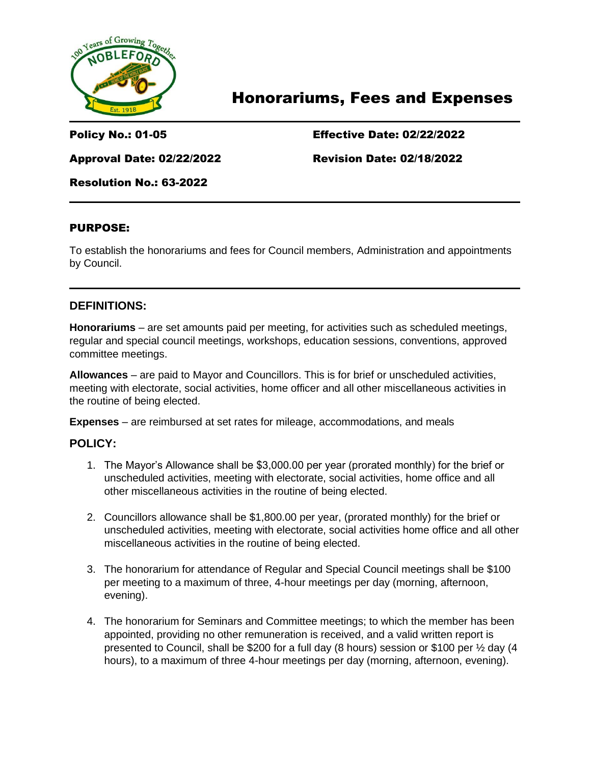# Honorariums, Fees and Expenses

**Policy No.: 01-05** **Effective Date: 02/22/2022**

**Approval Date: 02/22/2022** **Revision Date: 02/18/2022**

**Resolution No.: 63-2022**

## PURPOSE:

To establish the honorariums and fees for Council members, Administration and appointments by Council.

## DEFINITIONS:

**Honorariums** – are set amounts paid per meeting, for activities such as scheduled meetings, regular and special council meetings, workshops, education sessions, conventions, approved committee meetings.

**Allowances** – are paid to Mayor and Councillors. This is for brief or unscheduled activities, meeting with electorate, social activities, home officer and all other miscellaneous activities in the routine of being elected.

**Expenses** – are reimbursed at set rates for mileage, accommodations, and meals

## POLICY:

1. The Mayor's Allowance shall be $3,000.00 per year (prorated monthly) for the brief or unscheduled activities, meeting with electorate, social activities, home office and all other miscellaneous activities in the routine of being elected.

2. Councillors allowance shall be $1,800.00 per year, (prorated monthly) for the brief or unscheduled activities, meeting with electorate, social activities home office and all other miscellaneous activities in the routine of being elected.

3. The honorarium for attendance of Regular and Special Council meetings shall be $100 per meeting to a maximum of three, 4-hour meetings per day (morning, afternoon, evening).

4. The honorarium for Seminars and Committee meetings; to which the member has been appointed, providing no other remuneration is received, and a valid written report is presented to Council, shall be $200 for a full day (8 hours) session or $100 per ½ day (4 hours), to a maximum of three 4-hour meetings per day (morning, afternoon, evening).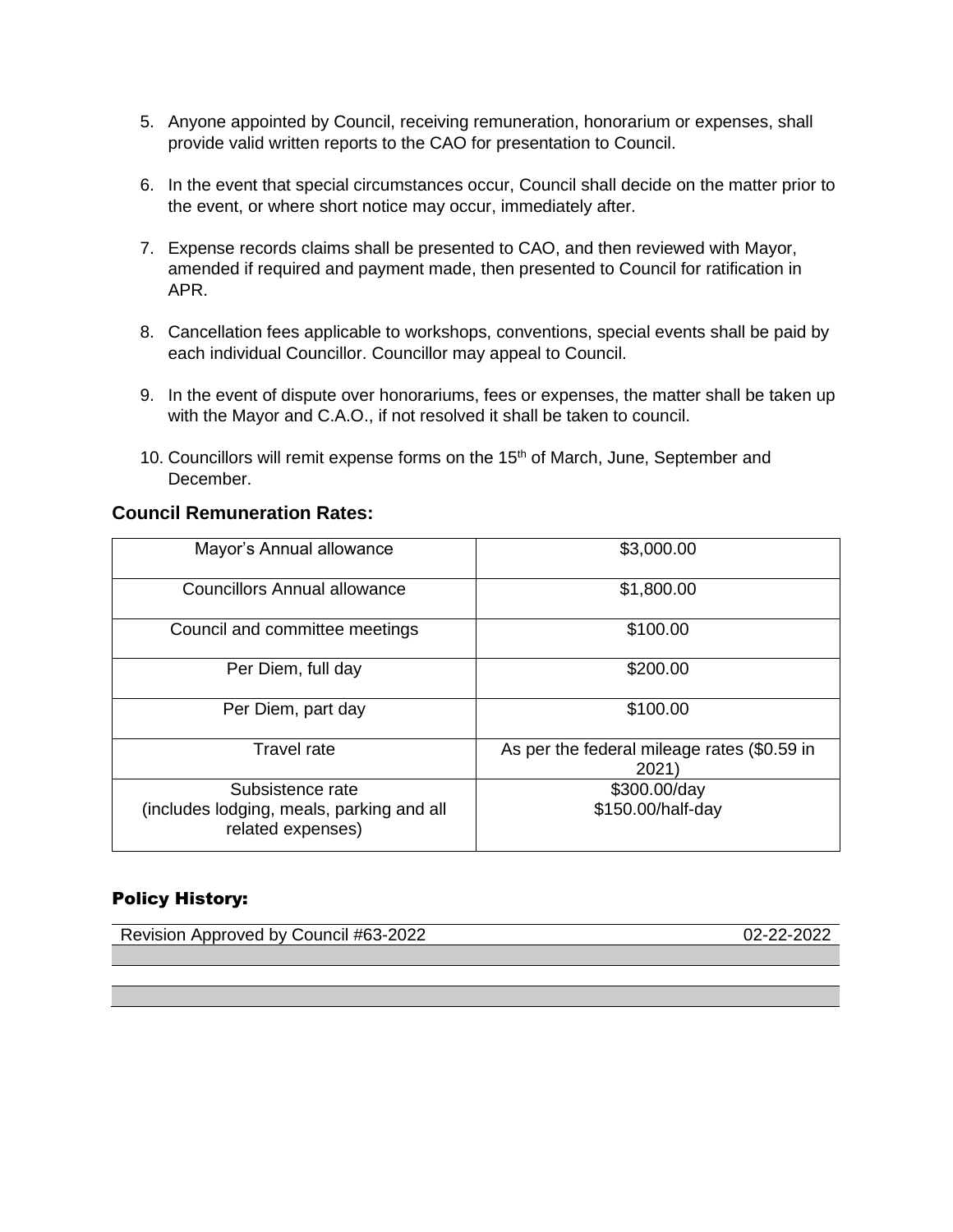5. Anyone appointed by Council, receiving remuneration, honorarium or expenses, shall provide valid written reports to the CAO for presentation to Council.

6. In the event that special circumstances occur, Council shall decide on the matter prior to the event, or where short notice may occur, immediately after.

7. Expense records claims shall be presented to CAO, and then reviewed with Mayor, amended if required and payment made, then presented to Council for ratification in APR.

8. Cancellation fees applicable to workshops, conventions, special events shall be paid by each individual Councillor. Councillor may appeal to Council.

9. In the event of dispute over honorariums, fees or expenses, the matter shall be taken up with the Mayor and C.A.O., if not resolved it shall be taken to council.

10. Councillors will remit expense forms on the 15th of March, June, September and December.

## Council Remuneration Rates:

| | |
|---|---|
| Mayor's Annual allowance | $3,000.00 |
| Councillors Annual allowance | $1,800.00 |
| Council and committee meetings | $100.00 |
| Per Diem, full day | $200.00 |
| Per Diem, part day | $100.00 |
| Travel rate | As per the federal mileage rates ($0.59 in 2021) |
| Subsistence rate (includes lodging, meals, parking and all related expenses) | $300.00/day<br>$150.00/half-day |

## Policy History:

| | |
|---|---|
| Revision Approved by Council #63-2022 | 02-22-2022 |
| | |
| | |
| | |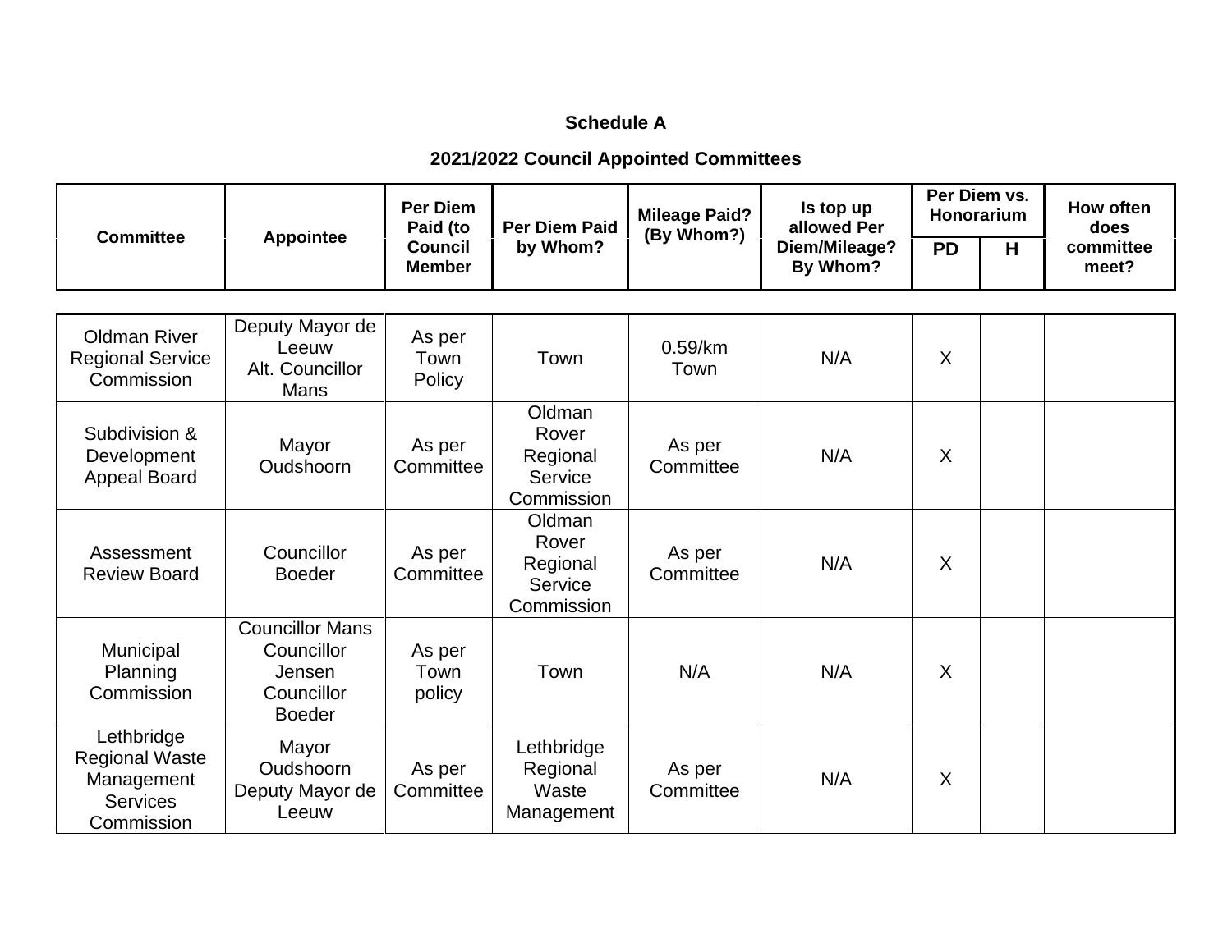**Schedule A**

**2021/2022 Council Appointed Committees**

| Committee | Appointee | Per Diem Paid (to Council Member | Per Diem Paid by Whom? | Mileage Paid? (By Whom?) | Is top up allowed Per Diem/Mileage? By Whom? | Per Diem vs. Honorarium | | How often does committee meet? |
|---|---|---|---|---|---|---|---|---|
| | | | | | | PD | H | |
| Oldman River Regional Service Commission | Deputy Mayor de Leeuw Alt. Councillor Mans | As per Town Policy | Town | 0.59/km Town | N/A | X | | |
| Subdivision & Development Appeal Board | Mayor Oudshoorn | As per Committee | Oldman Rover Regional Service Commission | As per Committee | N/A | X | | |
| Assessment Review Board | Councillor Boeder | As per Committee | Oldman Rover Regional Service Commission | As per Committee | N/A | X | | |
| Municipal Planning Commission | Councillor Mans Councillor Jensen Councillor Boeder | As per Town policy | Town | N/A | N/A | X | | |
| Lethbridge Regional Waste Management Services Commission | Mayor Oudshoorn Deputy Mayor de Leeuw | As per Committee | Lethbridge Regional Waste Management | As per Committee | N/A | X | | |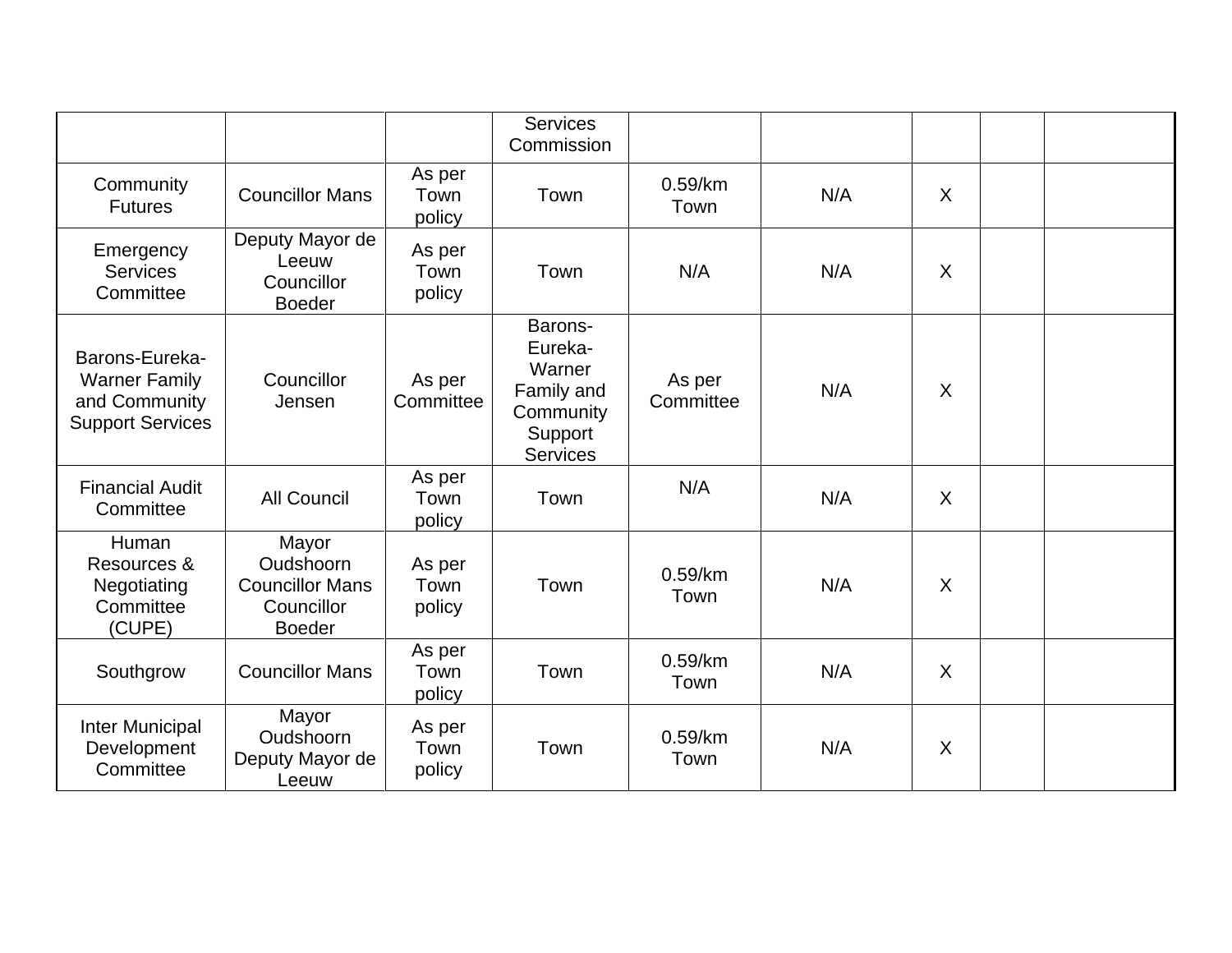| | | | | | | | | |
|---|---|---|---|---|---|---|---|---|
| | | | Services Commission | | | | | |
| Community Futures | Councillor Mans | As per Town policy | Town | 0.59/km Town | N/A | X | | |
| Emergency Services Committee | Deputy Mayor de Leeuw Councillor Boeder | As per Town policy | Town | N/A | N/A | X | | |
| Barons-Eureka-Warner Family and Community Support Services | Councillor Jensen | As per Committee | Barons-Eureka-Warner Family and Community Support Services | As per Committee | N/A | X | | |
| Financial Audit Committee | All Council | As per Town policy | Town | N/A | N/A | X | | |
| Human Resources & Negotiating Committee (CUPE) | Mayor Oudshoorn Councillor Mans Councillor Boeder | As per Town policy | Town | 0.59/km Town | N/A | X | | |
| Southgrow | Councillor Mans | As per Town policy | Town | 0.59/km Town | N/A | X | | |
| Inter Municipal Development Committee | Mayor Oudshoorn Deputy Mayor de Leeuw | As per Town policy | Town | 0.59/km Town | N/A | X | | |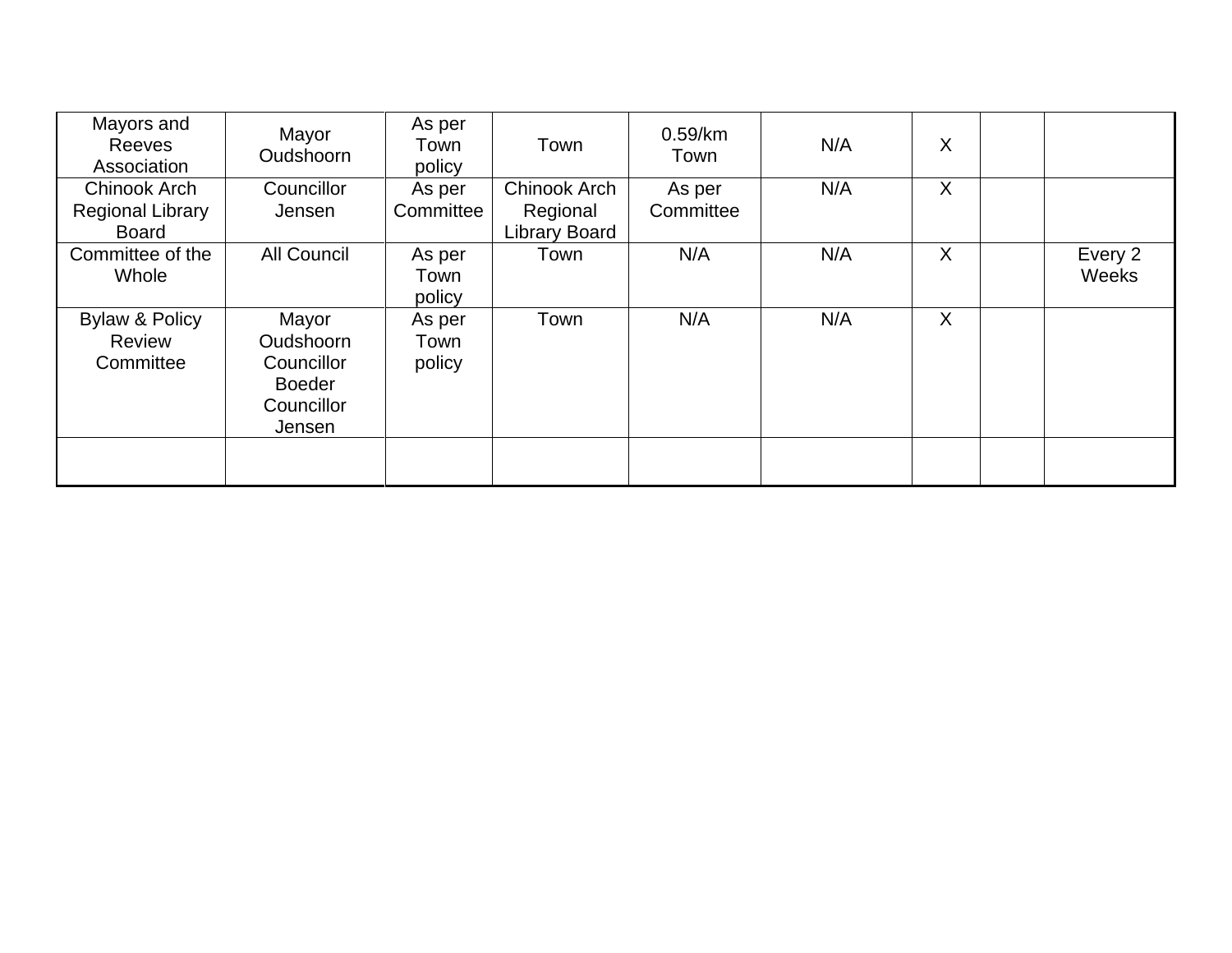| | | | | | | | | |
|---|---|---|---|---|---|---|---|---|
| Mayors and Reeves Association | Mayor Oudshoorn | As per Town policy | Town | 0.59/km Town | N/A | X | | |
| Chinook Arch Regional Library Board | Councillor Jensen | As per Committee | Chinook Arch Regional Library Board | As per Committee | N/A | X | | |
| Committee of the Whole | All Council | As per Town policy | Town | N/A | N/A | X | | Every 2 Weeks |
| Bylaw & Policy Review Committee | Mayor Oudshoorn Councillor Boeder Councillor Jensen | As per Town policy | Town | N/A | N/A | X | | |
| | | | | | | | | |